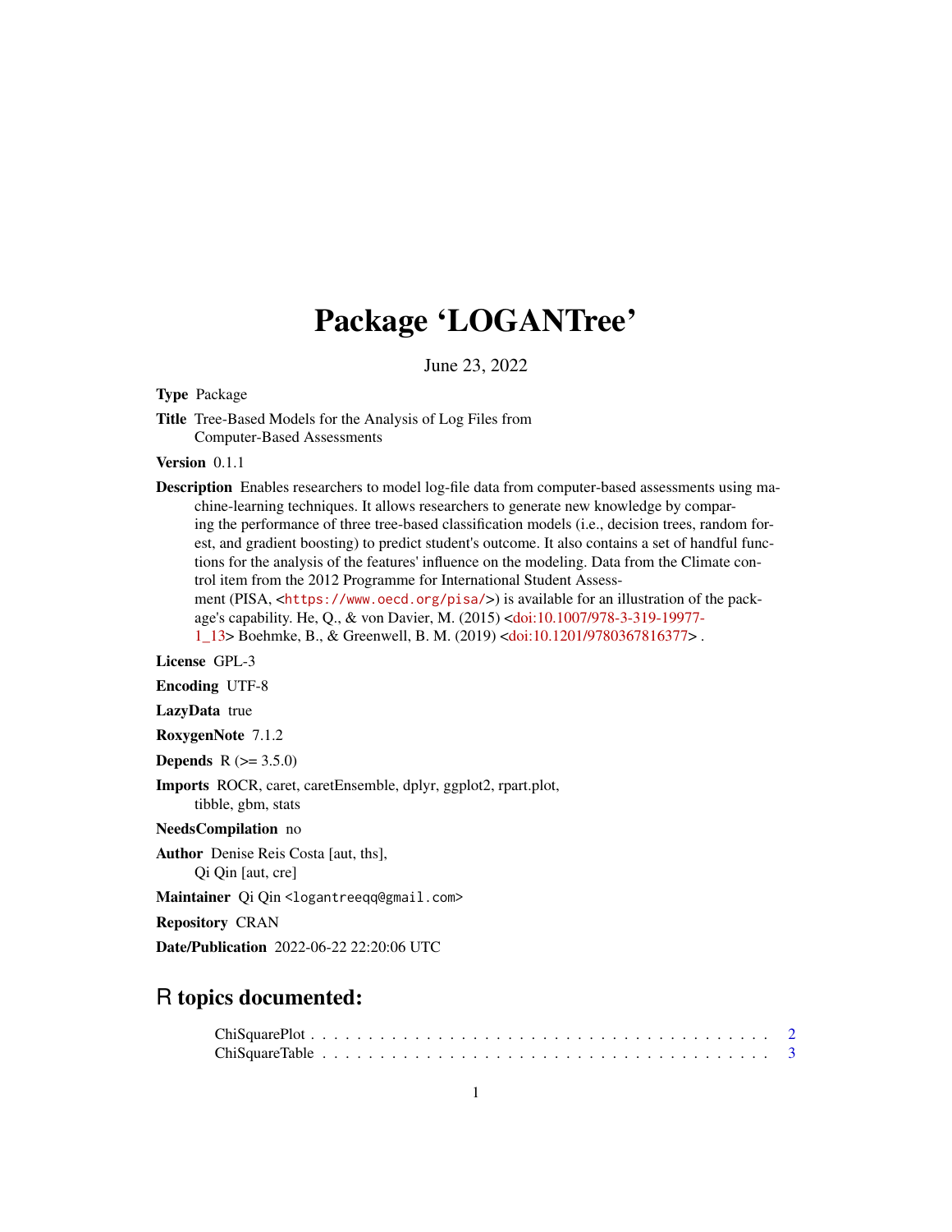# Package 'LOGANTree'

June 23, 2022

**Type** Package

**Title** Tree-Based Models for the Analysis of Log Files from Computer-Based Assessments

**Version** 0.1.1

**Description** Enables researchers to model log-file data from computer-based assessments using machine-learning techniques. It allows researchers to generate new knowledge by comparing the performance of three tree-based classification models (i.e., decision trees, random forest, and gradient boosting) to predict student's outcome. It also contains a set of handful functions for the analysis of the features' influence on the modeling. Data from the Climate control item from the 2012 Programme for International Student Assessment (PISA, <https://www.oecd.org/pisa/>) is available for an illustration of the package's capability. He, Q., & von Davier, M. (2015) <doi:10.1007/978-3-319-19977-1_13> Boehmke, B., & Greenwell, B. M. (2019) <doi:10.1201/9780367816377> .

**License** GPL-3

**Encoding** UTF-8

**LazyData** true

**RoxygenNote** 7.1.2

**Depends** R (>= 3.5.0)

**Imports** ROCR, caret, caretEnsemble, dplyr, ggplot2, rpart.plot, tibble, gbm, stats

**NeedsCompilation** no

**Author** Denise Reis Costa [aut, ths], Qi Qin [aut, cre]

**Maintainer** Qi Qin <logantreeqq@gmail.com>

**Repository** CRAN

**Date/Publication** 2022-06-22 22:20:06 UTC

## R topics documented:

ChiSquarePlot . . . . . . . . . . . . . . . . . . . . . . . . . . . . . . . . . . . . . . 2
ChiSquareTable . . . . . . . . . . . . . . . . . . . . . . . . . . . . . . . . . . . . . 3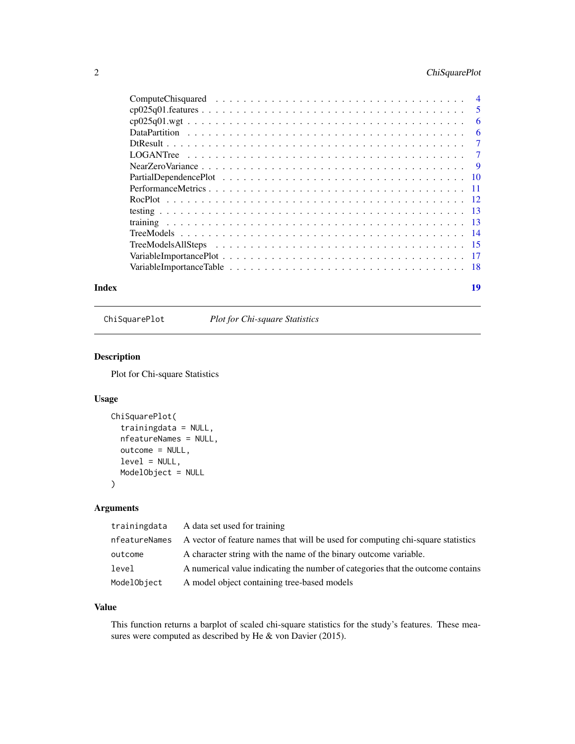| | |
|---|---|
| ComputeChisquared | 4 |
| cp025q01.features | 5 |
| cp025q01.wgt | 6 |
| DataPartition | 6 |
| DtResult | 7 |
| LOGANTree | 7 |
| NearZeroVariance | 9 |
| PartialDependencePlot | 10 |
| PerformanceMetrics | 11 |
| RocPlot | 12 |
| testing | 13 |
| training | 13 |
| TreeModels | 14 |
| TreeModelsAllSteps | 15 |
| VariableImportancePlot | 17 |
| VariableImportanceTable | 18 |

**Index** 19

---

## ChiSquarePlot *Plot for Chi-square Statistics*

### Description

Plot for Chi-square Statistics

### Usage

```
ChiSquarePlot(
  trainingdata = NULL,
  nfeatureNames = NULL,
  outcome = NULL,
  level = NULL,
  ModelObject = NULL
)
```

### Arguments

| | |
|---|---|
| `trainingdata` | A data set used for training |
| `nfeatureNames` | A vector of feature names that will be used for computing chi-square statistics |
| `outcome` | A character string with the name of the binary outcome variable. |
| `level` | A numerical value indicating the number of categories that the outcome contains |
| `ModelObject` | A model object containing tree-based models |

### Value

This function returns a barplot of scaled chi-square statistics for the study's features. These measures were computed as described by He & von Davier (2015).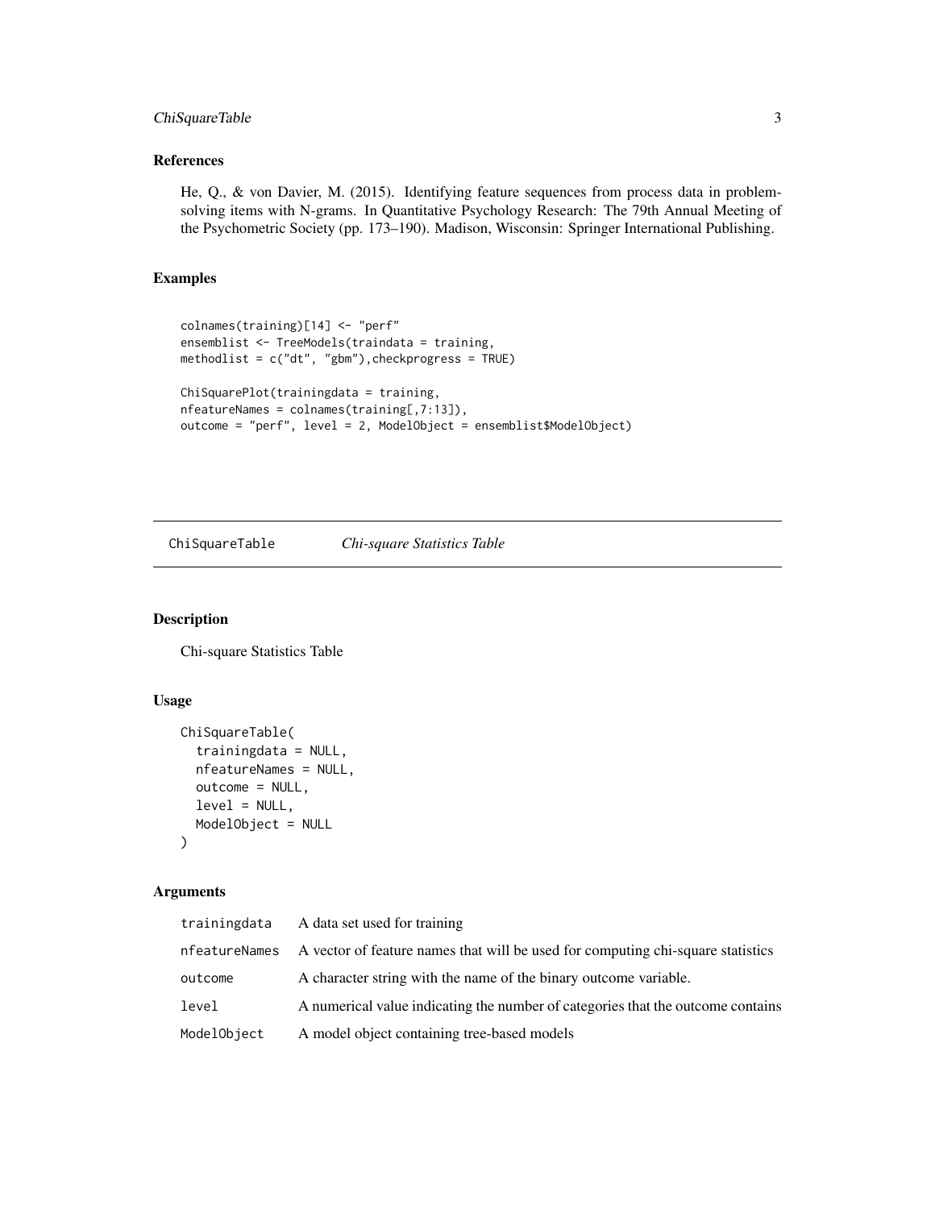### References

He, Q., & von Davier, M. (2015). Identifying feature sequences from process data in problem-solving items with N-grams. In Quantitative Psychology Research: The 79th Annual Meeting of the Psychometric Society (pp. 173–190). Madison, Wisconsin: Springer International Publishing.

### Examples

```
colnames(training)[14] <- "perf"
ensemblist <- TreeModels(traindata = training,
methodlist = c("dt", "gbm"),checkprogress = TRUE)

ChiSquarePlot(trainingdata = training,
nfeatureNames = colnames(training[,7:13]),
outcome = "perf", level = 2, ModelObject = ensemblist$ModelObject)
```

---

## ChiSquareTable *Chi-square Statistics Table*

### Description

Chi-square Statistics Table

### Usage

```
ChiSquareTable(
  trainingdata = NULL,
  nfeatureNames = NULL,
  outcome = NULL,
  level = NULL,
  ModelObject = NULL
)
```

### Arguments

| | |
|---|---|
| trainingdata | A data set used for training |
| nfeatureNames | A vector of feature names that will be used for computing chi-square statistics |
| outcome | A character string with the name of the binary outcome variable. |
| level | A numerical value indicating the number of categories that the outcome contains |
| ModelObject | A model object containing tree-based models |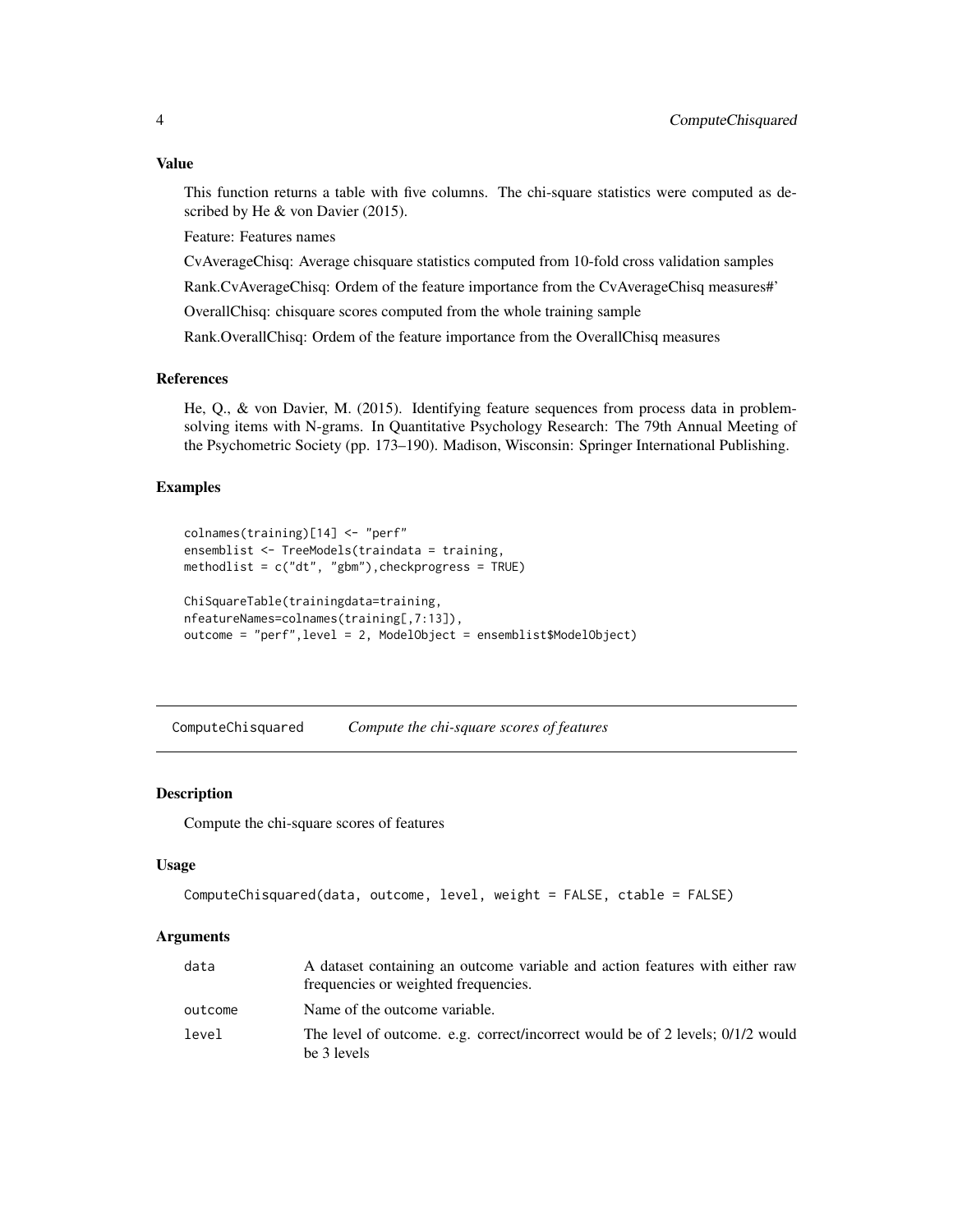### Value

This function returns a table with five columns. The chi-square statistics were computed as described by He & von Davier (2015).

Feature: Features names

CvAverageChisq: Average chisquare statistics computed from 10-fold cross validation samples

Rank.CvAverageChisq: Ordem of the feature importance from the CvAverageChisq measures#'

OverallChisq: chisquare scores computed from the whole training sample

Rank.OverallChisq: Ordem of the feature importance from the OverallChisq measures

### References

He, Q., & von Davier, M. (2015). Identifying feature sequences from process data in problem-solving items with N-grams. In Quantitative Psychology Research: The 79th Annual Meeting of the Psychometric Society (pp. 173–190). Madison, Wisconsin: Springer International Publishing.

### Examples

```
colnames(training)[14] <- "perf"
ensemblist <- TreeModels(traindata = training,
methodlist = c("dt", "gbm"),checkprogress = TRUE)

ChiSquareTable(trainingdata=training,
nfeatureNames=colnames(training[,7:13]),
outcome = "perf",level = 2, ModelObject = ensemblist$ModelObject)
```

---

## ComputeChisquared *Compute the chi-square scores of features*

### Description

Compute the chi-square scores of features

### Usage

```
ComputeChisquared(data, outcome, level, weight = FALSE, ctable = FALSE)
```

### Arguments

| | |
|---|---|
| data | A dataset containing an outcome variable and action features with either raw frequencies or weighted frequencies. |
| outcome | Name of the outcome variable. |
| level | The level of outcome. e.g. correct/incorrect would be of 2 levels; 0/1/2 would be 3 levels |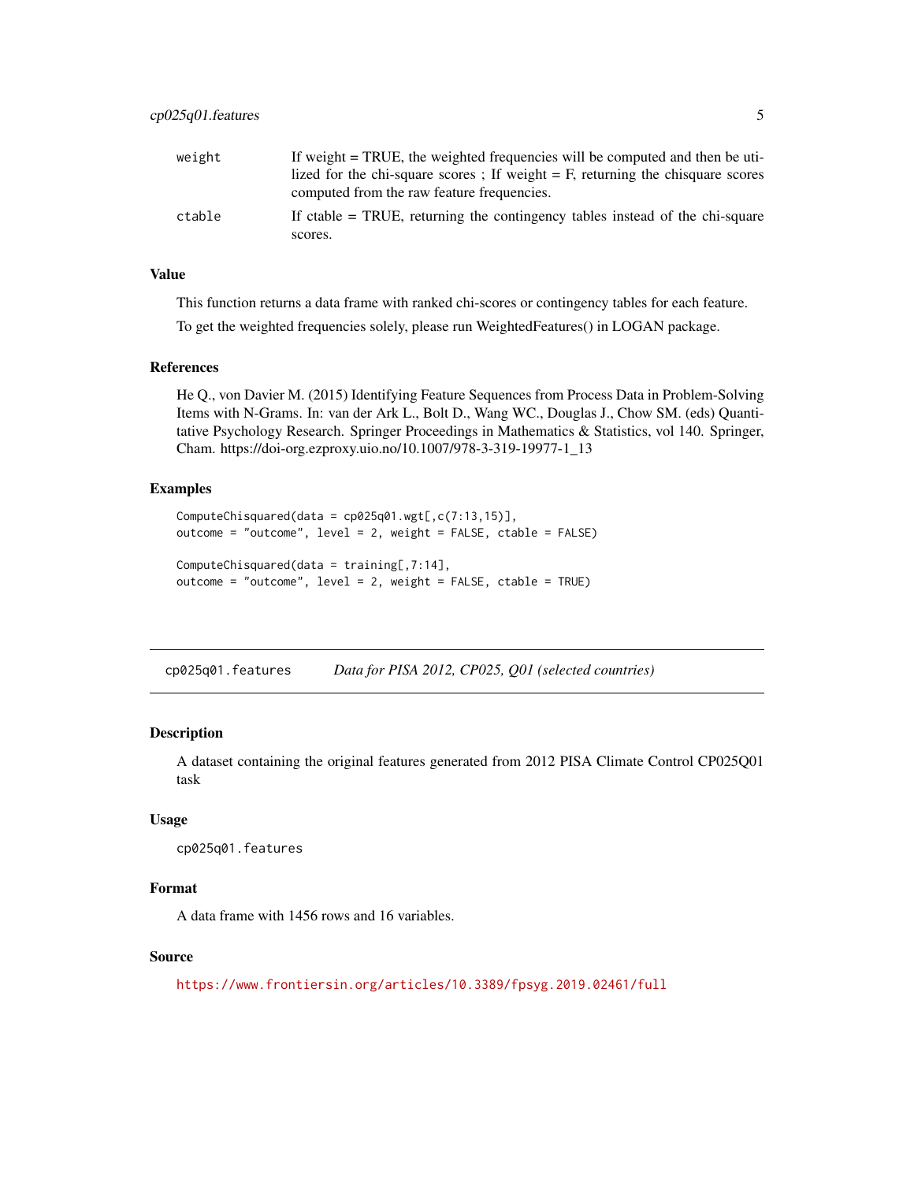| | |
|---|---|
| `weight` | If weight = TRUE, the weighted frequencies will be computed and then be utilized for the chi-square scores ; If weight = F, returning the chisquare scores computed from the raw feature frequencies. |
| `ctable` | If ctable = TRUE, returning the contingency tables instead of the chi-square scores. |

## Value

This function returns a data frame with ranked chi-scores or contingency tables for each feature.

To get the weighted frequencies solely, please run WeightedFeatures() in LOGAN package.

## References

He Q., von Davier M. (2015) Identifying Feature Sequences from Process Data in Problem-Solving Items with N-Grams. In: van der Ark L., Bolt D., Wang WC., Douglas J., Chow SM. (eds) Quantitative Psychology Research. Springer Proceedings in Mathematics & Statistics, vol 140. Springer, Cham. https://doi-org.ezproxy.uio.no/10.1007/978-3-319-19977-1_13

## Examples

```
ComputeChisquared(data = cp025q01.wgt[,c(7:13,15)],
outcome = "outcome", level = 2, weight = FALSE, ctable = FALSE)

ComputeChisquared(data = training[,7:14],
outcome = "outcome", level = 2, weight = FALSE, ctable = TRUE)
```

---

# `cp025q01.features` *Data for PISA 2012, CP025, Q01 (selected countries)*

---

## Description

A dataset containing the original features generated from 2012 PISA Climate Control CP025Q01 task

## Usage

```
cp025q01.features
```

## Format

A data frame with 1456 rows and 16 variables.

## Source

https://www.frontiersin.org/articles/10.3389/fpsyg.2019.02461/full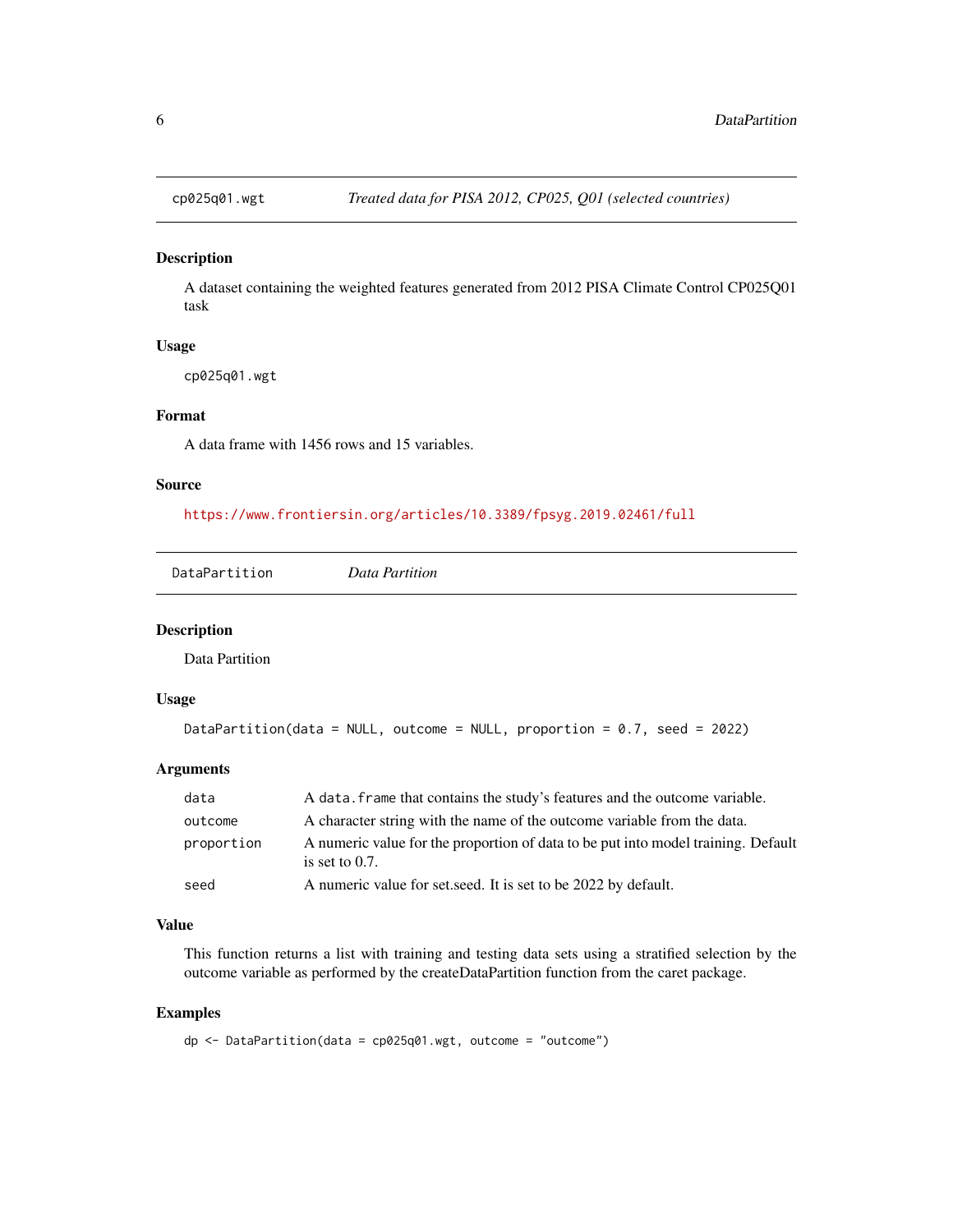## cp025q01.wgt — *Treated data for PISA 2012, CP025, Q01 (selected countries)*

### Description

A dataset containing the weighted features generated from 2012 PISA Climate Control CP025Q01 task

### Usage

```
cp025q01.wgt
```

### Format

A data frame with 1456 rows and 15 variables.

### Source

https://www.frontiersin.org/articles/10.3389/fpsyg.2019.02461/full

## DataPartition — *Data Partition*

### Description

Data Partition

### Usage

```
DataPartition(data = NULL, outcome = NULL, proportion = 0.7, seed = 2022)
```

### Arguments

| | |
|---|---|
| data | A `data.frame` that contains the study's features and the outcome variable. |
| outcome | A character string with the name of the outcome variable from the data. |
| proportion | A numeric value for the proportion of data to be put into model training. Default is set to 0.7. |
| seed | A numeric value for set.seed. It is set to be 2022 by default. |

### Value

This function returns a list with training and testing data sets using a stratified selection by the outcome variable as performed by the createDataPartition function from the caret package.

### Examples

```
dp <- DataPartition(data = cp025q01.wgt, outcome = "outcome")
```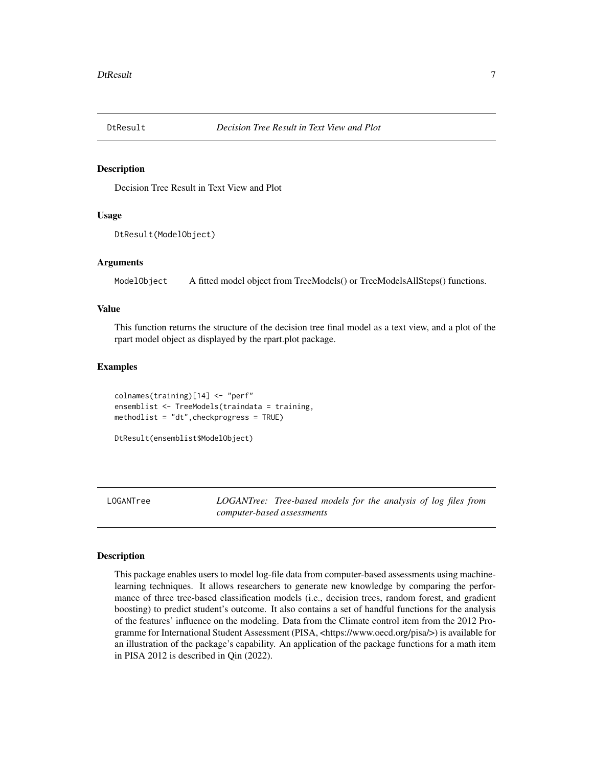## DtResult — *Decision Tree Result in Text View and Plot*

### Description

Decision Tree Result in Text View and Plot

### Usage

```
DtResult(ModelObject)
```

### Arguments

| | |
|---|---|
| ModelObject | A fitted model object from TreeModels() or TreeModelsAllSteps() functions. |

### Value

This function returns the structure of the decision tree final model as a text view, and a plot of the rpart model object as displayed by the rpart.plot package.

### Examples

```
colnames(training)[14] <- "perf"
ensemblist <- TreeModels(traindata = training,
methodlist = "dt",checkprogress = TRUE)

DtResult(ensemblist$ModelObject)
```

## LOGANTree — *LOGANTree: Tree-based models for the analysis of log files from computer-based assessments*

### Description

This package enables users to model log-file data from computer-based assessments using machine-learning techniques. It allows researchers to generate new knowledge by comparing the performance of three tree-based classification models (i.e., decision trees, random forest, and gradient boosting) to predict student's outcome. It also contains a set of handful functions for the analysis of the features' influence on the modeling. Data from the Climate control item from the 2012 Programme for International Student Assessment (PISA, <https://www.oecd.org/pisa/>) is available for an illustration of the package's capability. An application of the package functions for a math item in PISA 2012 is described in Qin (2022).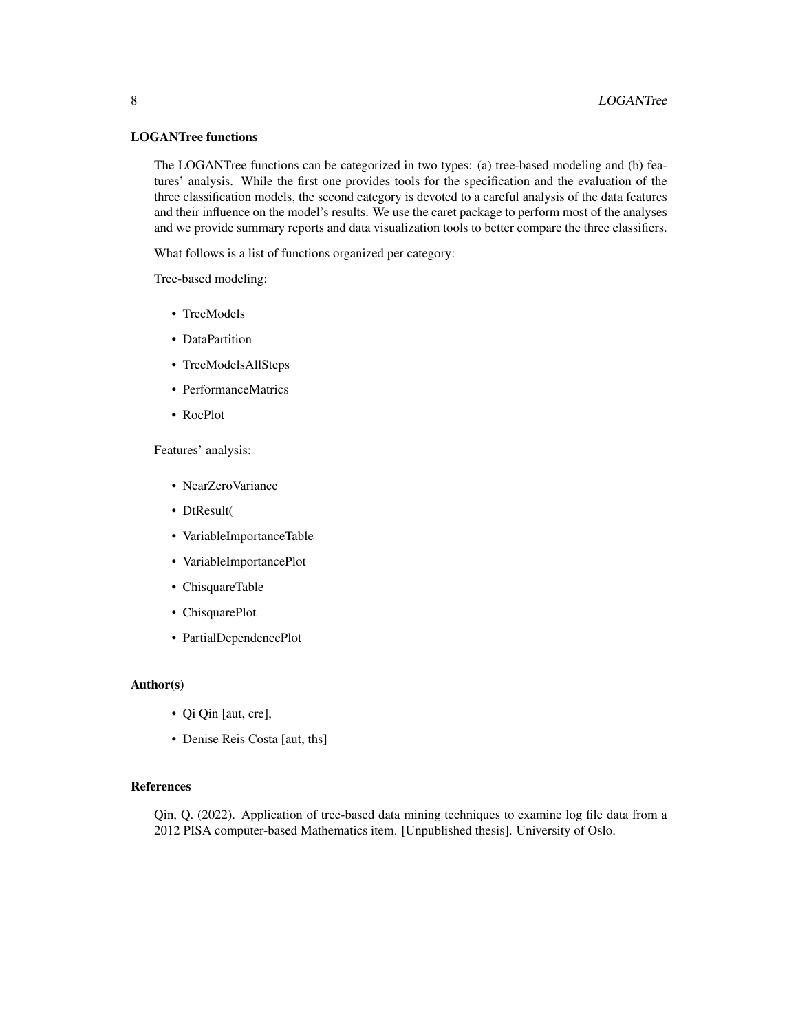### LOGANTree functions

The LOGANTree functions can be categorized in two types: (a) tree-based modeling and (b) features' analysis. While the first one provides tools for the specification and the evaluation of the three classification models, the second category is devoted to a careful analysis of the data features and their influence on the model's results. We use the caret package to perform most of the analyses and we provide summary reports and data visualization tools to better compare the three classifiers.

What follows is a list of functions organized per category:

Tree-based modeling:

- TreeModels
- DataPartition
- TreeModelsAllSteps
- PerformanceMatrics
- RocPlot

Features' analysis:

- NearZeroVariance
- DtResult(
- VariableImportanceTable
- VariableImportancePlot
- ChisquareTable
- ChisquarePlot
- PartialDependencePlot

### Author(s)

- Qi Qin [aut, cre],
- Denise Reis Costa [aut, ths]

### References

Qin, Q. (2022). Application of tree-based data mining techniques to examine log file data from a 2012 PISA computer-based Mathematics item. [Unpublished thesis]. University of Oslo.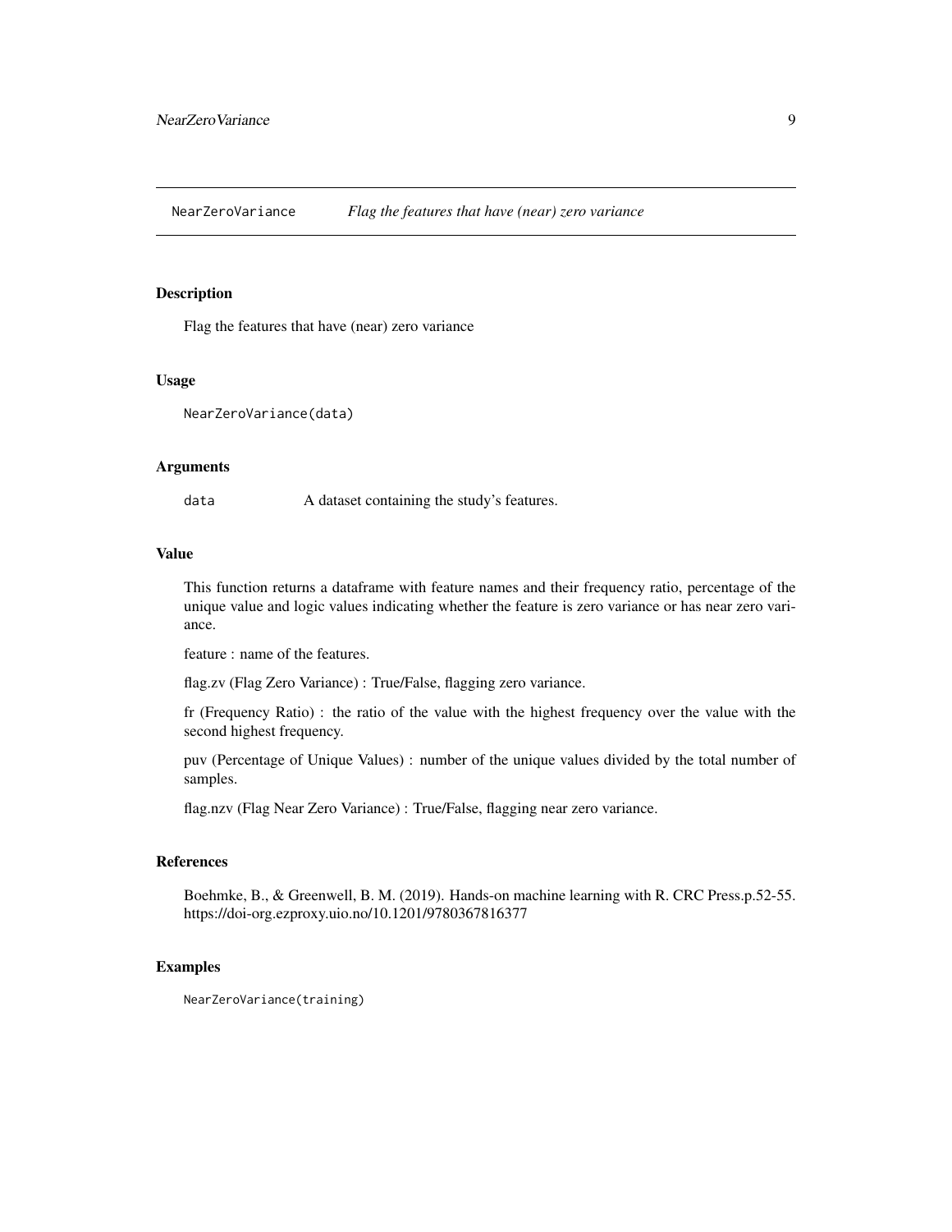# NearZeroVariance — *Flag the features that have (near) zero variance*

## Description

Flag the features that have (near) zero variance

## Usage

```
NearZeroVariance(data)
```

## Arguments

`data` A dataset containing the study's features.

## Value

This function returns a dataframe with feature names and their frequency ratio, percentage of the unique value and logic values indicating whether the feature is zero variance or has near zero variance.

feature : name of the features.

flag.zv (Flag Zero Variance) : True/False, flagging zero variance.

fr (Frequency Ratio) : the ratio of the value with the highest frequency over the value with the second highest frequency.

puv (Percentage of Unique Values) : number of the unique values divided by the total number of samples.

flag.nzv (Flag Near Zero Variance) : True/False, flagging near zero variance.

## References

Boehmke, B., & Greenwell, B. M. (2019). Hands-on machine learning with R. CRC Press.p.52-55. https://doi-org.ezproxy.uio.no/10.1201/9780367816377

## Examples

```
NearZeroVariance(training)
```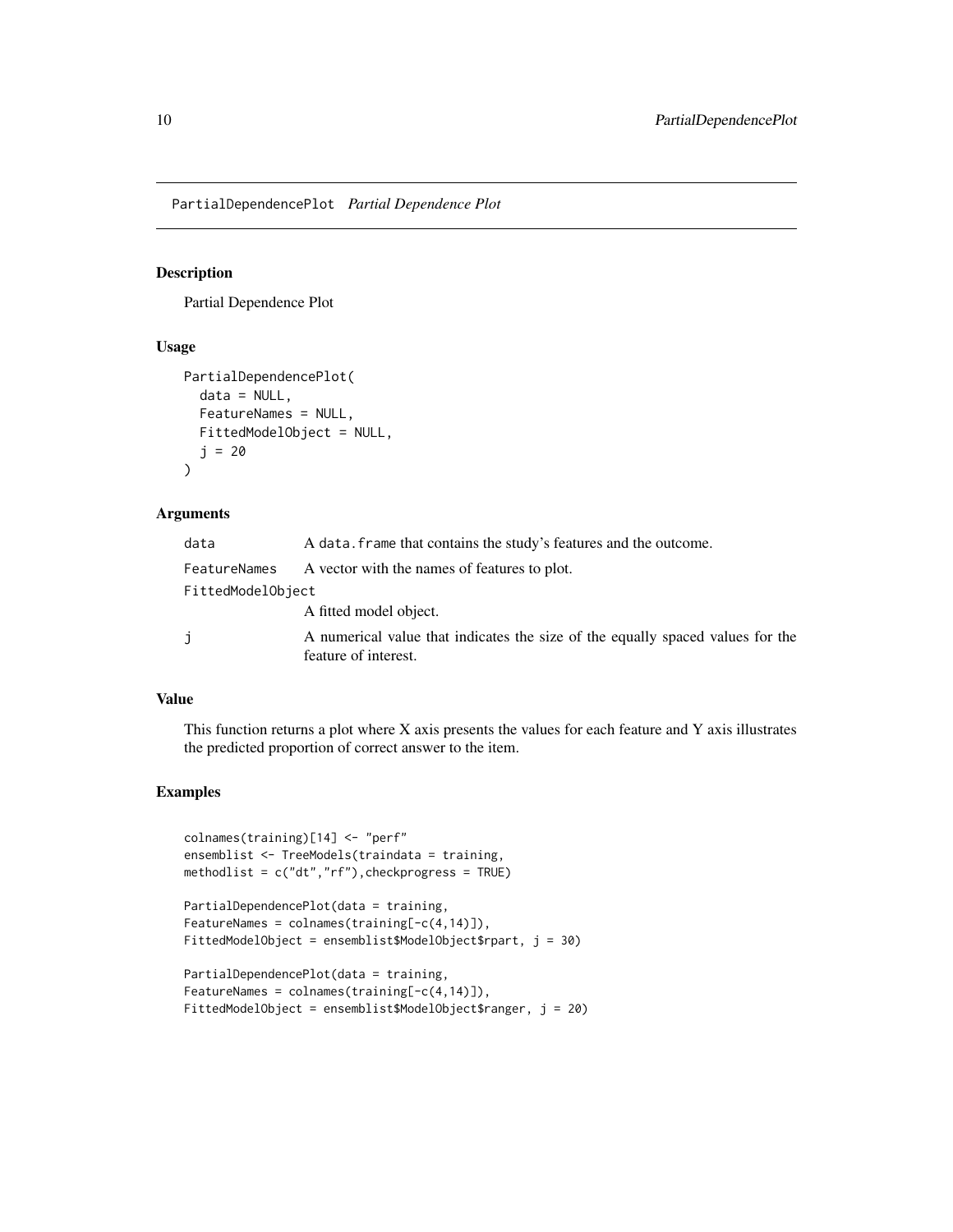## PartialDependencePlot *Partial Dependence Plot*

### Description

Partial Dependence Plot

### Usage

```
PartialDependencePlot(
  data = NULL,
  FeatureNames = NULL,
  FittedModelObject = NULL,
  j = 20
)
```

### Arguments

| | |
|---|---|
| data | A data.frame that contains the study's features and the outcome. |
| FeatureNames | A vector with the names of features to plot. |
| FittedModelObject | A fitted model object. |
| j | A numerical value that indicates the size of the equally spaced values for the feature of interest. |

### Value

This function returns a plot where X axis presents the values for each feature and Y axis illustrates the predicted proportion of correct answer to the item.

### Examples

```
colnames(training)[14] <- "perf"
ensemblist <- TreeModels(traindata = training,
methodlist = c("dt","rf"),checkprogress = TRUE)

PartialDependencePlot(data = training,
FeatureNames = colnames(training[-c(4,14)]),
FittedModelObject = ensemblist$ModelObject$rpart, j = 30)

PartialDependencePlot(data = training,
FeatureNames = colnames(training[-c(4,14)]),
FittedModelObject = ensemblist$ModelObject$ranger, j = 20)
```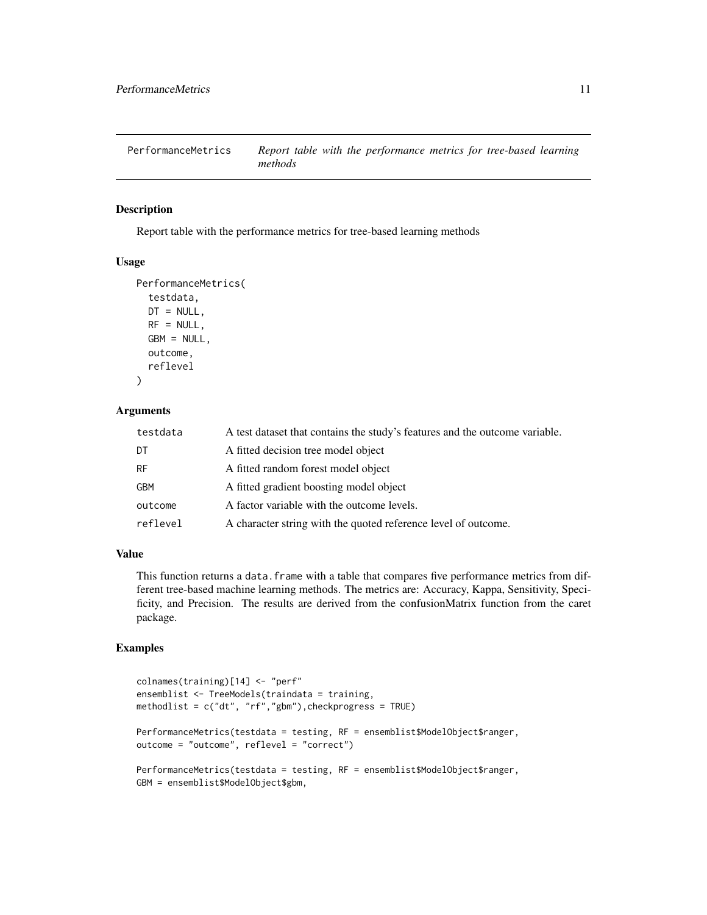PerformanceMetrics *Report table with the performance metrics for tree-based learning methods*

## Description

Report table with the performance metrics for tree-based learning methods

## Usage

```
PerformanceMetrics(
  testdata,
  DT = NULL,
  RF = NULL,
  GBM = NULL,
  outcome,
  reflevel
)
```

## Arguments

| | |
|---|---|
| testdata | A test dataset that contains the study's features and the outcome variable. |
| DT | A fitted decision tree model object |
| RF | A fitted random forest model object |
| GBM | A fitted gradient boosting model object |
| outcome | A factor variable with the outcome levels. |
| reflevel | A character string with the quoted reference level of outcome. |

## Value

This function returns a `data.frame` with a table that compares five performance metrics from different tree-based machine learning methods. The metrics are: Accuracy, Kappa, Sensitivity, Specificity, and Precision. The results are derived from the confusionMatrix function from the caret package.

## Examples

```
colnames(training)[14] <- "perf"
ensemblist <- TreeModels(traindata = training,
methodlist = c("dt", "rf","gbm"),checkprogress = TRUE)

PerformanceMetrics(testdata = testing, RF = ensemblist$ModelObject$ranger,
outcome = "outcome", reflevel = "correct")

PerformanceMetrics(testdata = testing, RF = ensemblist$ModelObject$ranger,
GBM = ensemblist$ModelObject$gbm,
```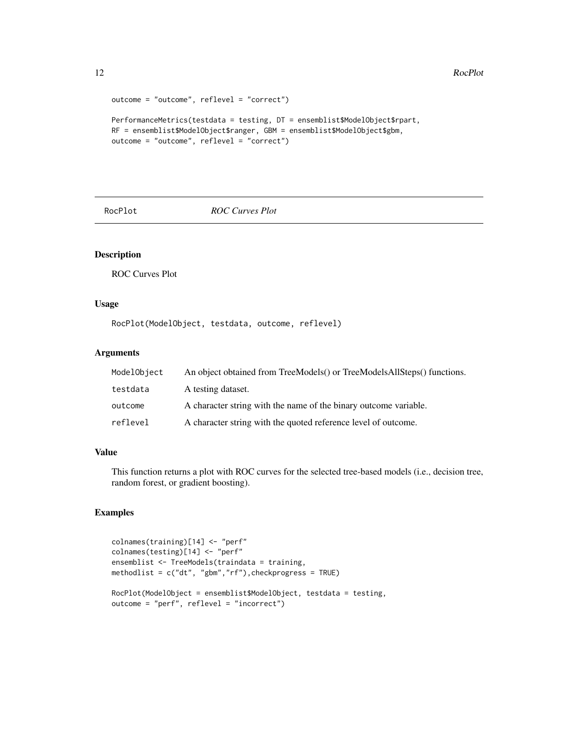```
outcome = "outcome", reflevel = "correct")

PerformanceMetrics(testdata = testing, DT = ensemblist$ModelObject$rpart,
RF = ensemblist$ModelObject$ranger, GBM = ensemblist$ModelObject$gbm,
outcome = "outcome", reflevel = "correct")
```

---

## RocPlot — *ROC Curves Plot*

### Description

ROC Curves Plot

### Usage

```
RocPlot(ModelObject, testdata, outcome, reflevel)
```

### Arguments

| | |
|---|---|
| `ModelObject` | An object obtained from TreeModels() or TreeModelsAllSteps() functions. |
| `testdata` | A testing dataset. |
| `outcome` | A character string with the name of the binary outcome variable. |
| `reflevel` | A character string with the quoted reference level of outcome. |

### Value

This function returns a plot with ROC curves for the selected tree-based models (i.e., decision tree, random forest, or gradient boosting).

### Examples

```
colnames(training)[14] <- "perf"
colnames(testing)[14] <- "perf"
ensemblist <- TreeModels(traindata = training,
methodlist = c("dt", "gbm","rf"),checkprogress = TRUE)

RocPlot(ModelObject = ensemblist$ModelObject, testdata = testing,
outcome = "perf", reflevel = "incorrect")
```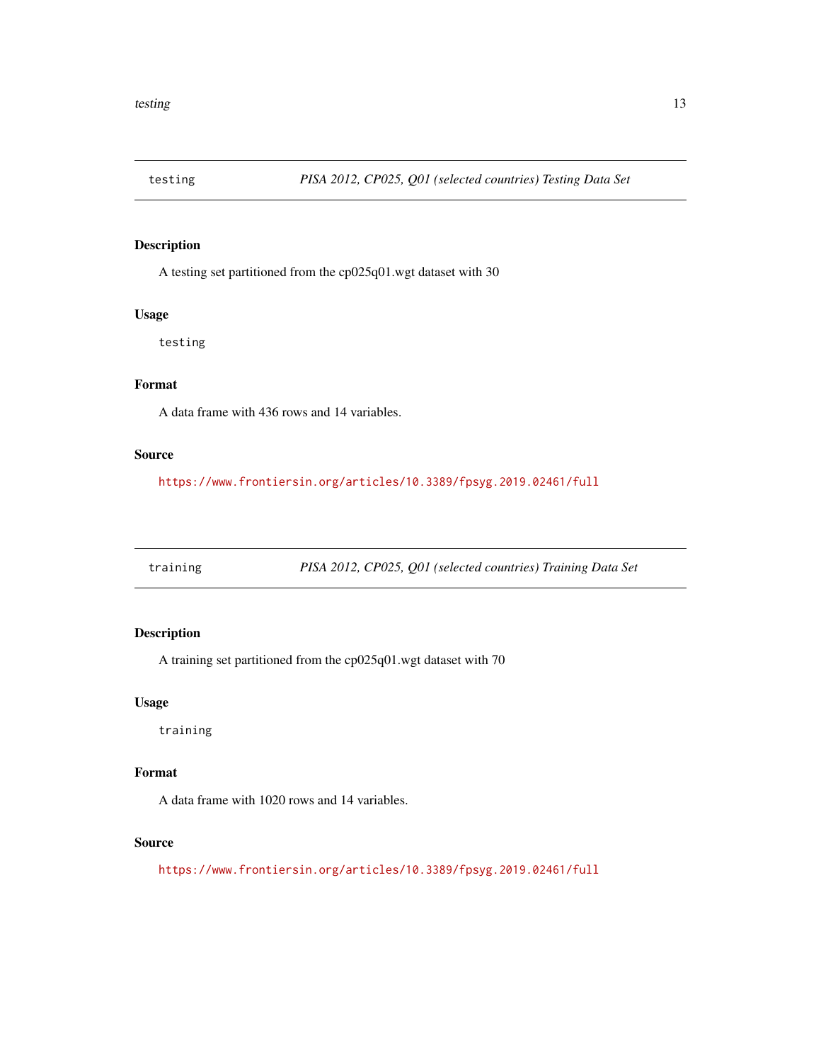| testing | *PISA 2012, CP025, Q01 (selected countries) Testing Data Set* |
|---|---|

### Description

A testing set partitioned from the cp025q01.wgt dataset with 30

### Usage

```
testing
```

### Format

A data frame with 436 rows and 14 variables.

### Source

https://www.frontiersin.org/articles/10.3389/fpsyg.2019.02461/full

| training | *PISA 2012, CP025, Q01 (selected countries) Training Data Set* |
|---|---|

### Description

A training set partitioned from the cp025q01.wgt dataset with 70

### Usage

```
training
```

### Format

A data frame with 1020 rows and 14 variables.

### Source

https://www.frontiersin.org/articles/10.3389/fpsyg.2019.02461/full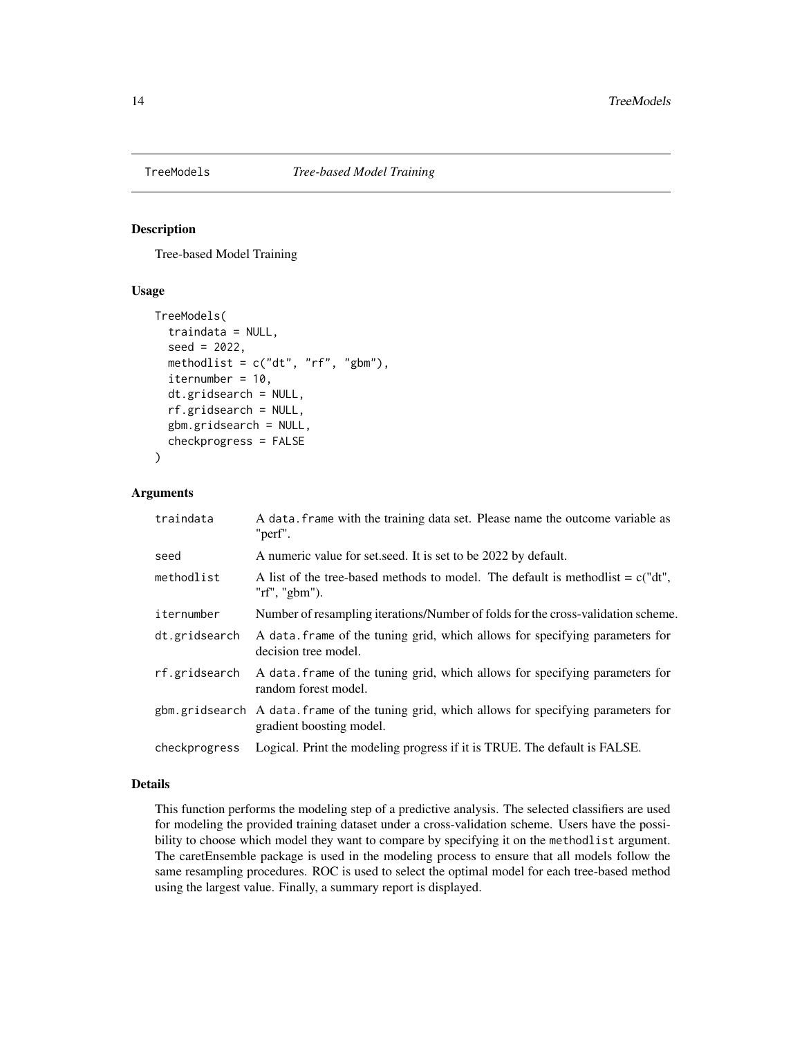# TreeModels — *Tree-based Model Training*

## Description

Tree-based Model Training

## Usage

```
TreeModels(
  traindata = NULL,
  seed = 2022,
  methodlist = c("dt", "rf", "gbm"),
  iternumber = 10,
  dt.gridsearch = NULL,
  rf.gridsearch = NULL,
  gbm.gridsearch = NULL,
  checkprogress = FALSE
)
```

## Arguments

| Argument | Description |
| --- | --- |
| traindata | A data.frame with the training data set. Please name the outcome variable as "perf". |
| seed | A numeric value for set.seed. It is set to be 2022 by default. |
| methodlist | A list of the tree-based methods to model. The default is methodlist = c("dt", "rf", "gbm"). |
| iternumber | Number of resampling iterations/Number of folds for the cross-validation scheme. |
| dt.gridsearch | A data.frame of the tuning grid, which allows for specifying parameters for decision tree model. |
| rf.gridsearch | A data.frame of the tuning grid, which allows for specifying parameters for random forest model. |
| gbm.gridsearch | A data.frame of the tuning grid, which allows for specifying parameters for gradient boosting model. |
| checkprogress | Logical. Print the modeling progress if it is TRUE. The default is FALSE. |

## Details

This function performs the modeling step of a predictive analysis. The selected classifiers are used for modeling the provided training dataset under a cross-validation scheme. Users have the possibility to choose which model they want to compare by specifying it on the methodlist argument. The caretEnsemble package is used in the modeling process to ensure that all models follow the same resampling procedures. ROC is used to select the optimal model for each tree-based method using the largest value. Finally, a summary report is displayed.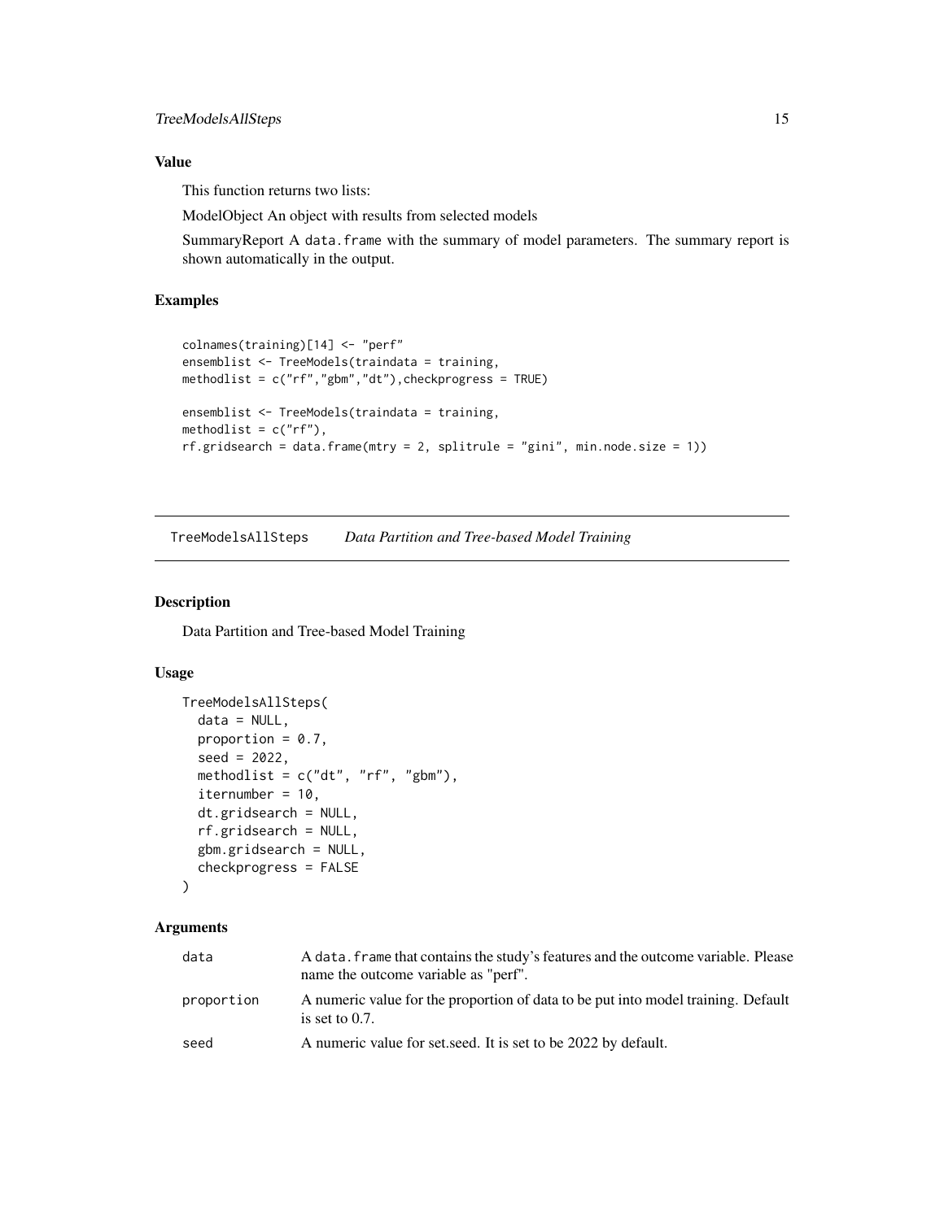### Value

This function returns two lists:

ModelObject An object with results from selected models

SummaryReport A data.frame with the summary of model parameters. The summary report is shown automatically in the output.

### Examples

```
colnames(training)[14] <- "perf"
ensemblist <- TreeModels(traindata = training,
methodlist = c("rf","gbm","dt"),checkprogress = TRUE)

ensemblist <- TreeModels(traindata = training,
methodlist = c("rf"),
rf.gridsearch = data.frame(mtry = 2, splitrule = "gini", min.node.size = 1))
```

---

## TreeModelsAllSteps *Data Partition and Tree-based Model Training*

---

### Description

Data Partition and Tree-based Model Training

### Usage

```
TreeModelsAllSteps(
  data = NULL,
  proportion = 0.7,
  seed = 2022,
  methodlist = c("dt", "rf", "gbm"),
  iternumber = 10,
  dt.gridsearch = NULL,
  rf.gridsearch = NULL,
  gbm.gridsearch = NULL,
  checkprogress = FALSE
)
```

### Arguments

| | |
|---|---|
| data | A data.frame that contains the study's features and the outcome variable. Please name the outcome variable as "perf". |
| proportion | A numeric value for the proportion of data to be put into model training. Default is set to 0.7. |
| seed | A numeric value for set.seed. It is set to be 2022 by default. |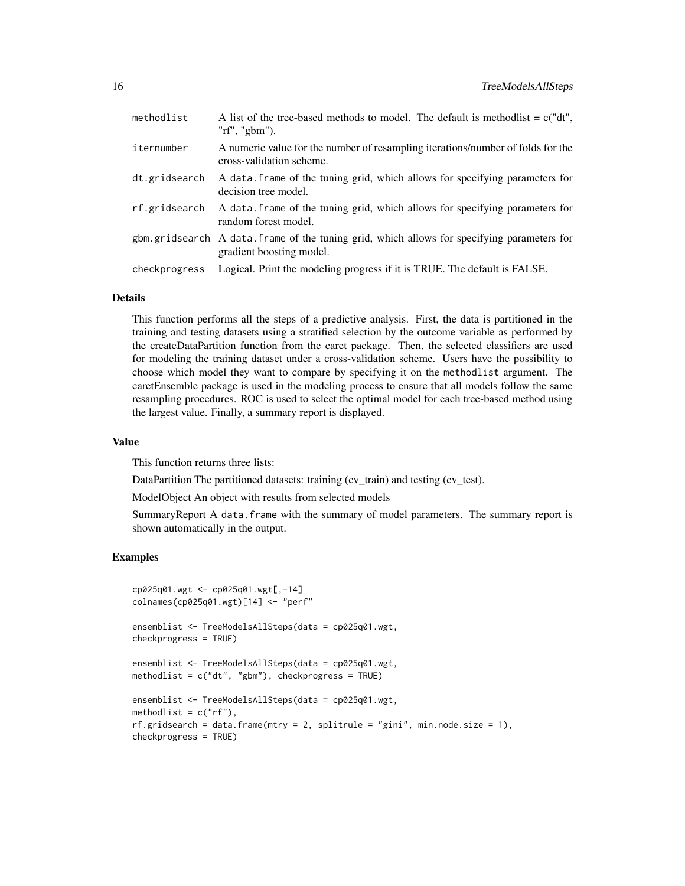| | |
|---|---|
| methodlist | A list of the tree-based methods to model. The default is methodlist = c("dt", "rf", "gbm"). |
| iternumber | A numeric value for the number of resampling iterations/number of folds for the cross-validation scheme. |
| dt.gridsearch | A data.frame of the tuning grid, which allows for specifying parameters for decision tree model. |
| rf.gridsearch | A data.frame of the tuning grid, which allows for specifying parameters for random forest model. |
| gbm.gridsearch | A data.frame of the tuning grid, which allows for specifying parameters for gradient boosting model. |
| checkprogress | Logical. Print the modeling progress if it is TRUE. The default is FALSE. |

### Details

This function performs all the steps of a predictive analysis. First, the data is partitioned in the training and testing datasets using a stratified selection by the outcome variable as performed by the createDataPartition function from the caret package. Then, the selected classifiers are used for modeling the training dataset under a cross-validation scheme. Users have the possibility to choose which model they want to compare by specifying it on the methodlist argument. The caretEnsemble package is used in the modeling process to ensure that all models follow the same resampling procedures. ROC is used to select the optimal model for each tree-based method using the largest value. Finally, a summary report is displayed.

### Value

This function returns three lists:

DataPartition The partitioned datasets: training (cv_train) and testing (cv_test).

ModelObject An object with results from selected models

SummaryReport A data.frame with the summary of model parameters. The summary report is shown automatically in the output.

### Examples

```
cp025q01.wgt <- cp025q01.wgt[,-14]
colnames(cp025q01.wgt)[14] <- "perf"

ensemblist <- TreeModelsAllSteps(data = cp025q01.wgt,
checkprogress = TRUE)

ensemblist <- TreeModelsAllSteps(data = cp025q01.wgt,
methodlist = c("dt", "gbm"), checkprogress = TRUE)

ensemblist <- TreeModelsAllSteps(data = cp025q01.wgt,
methodlist = c("rf"),
rf.gridsearch = data.frame(mtry = 2, splitrule = "gini", min.node.size = 1),
checkprogress = TRUE)
```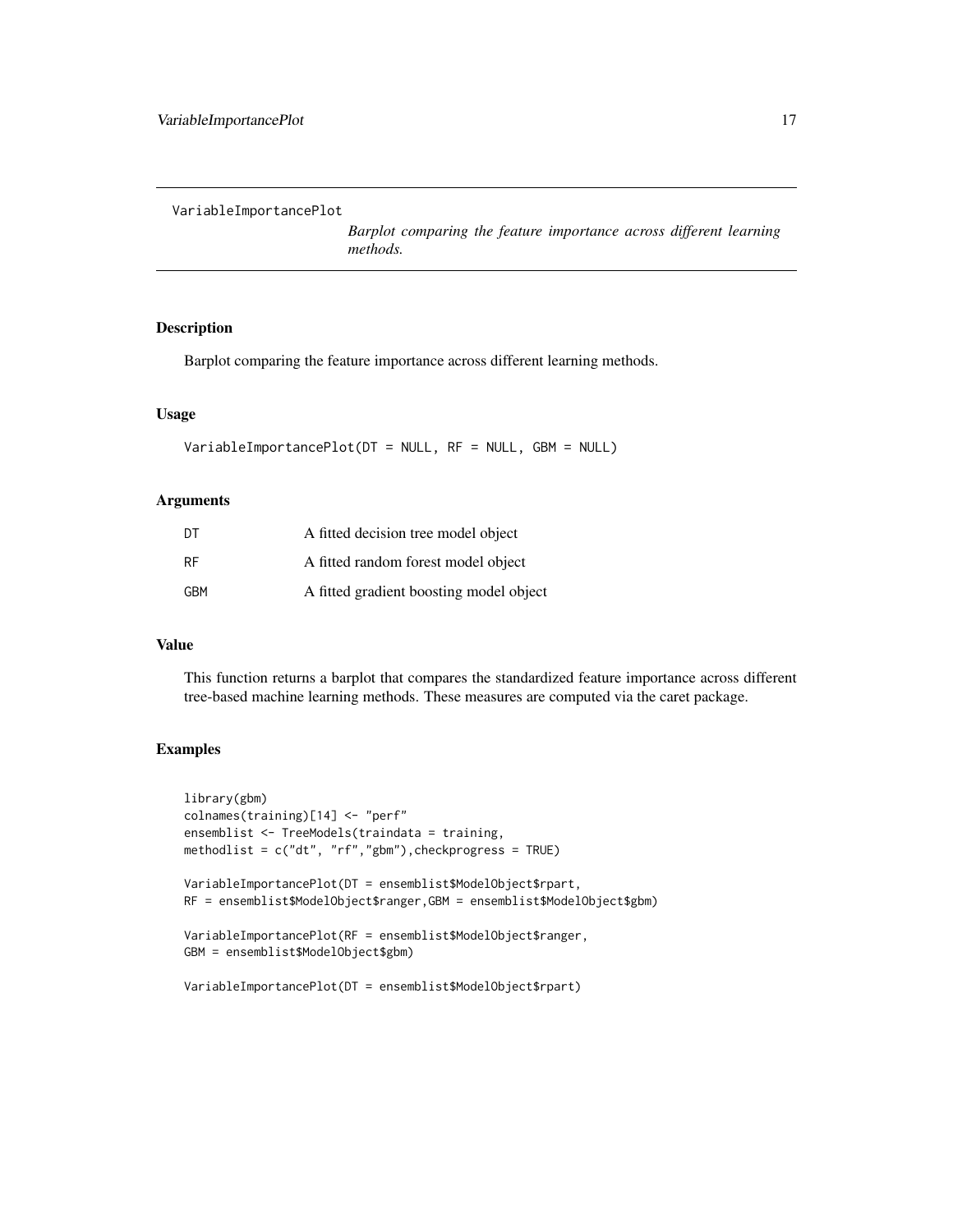VariableImportancePlot

*Barplot comparing the feature importance across different learning methods.*

## Description

Barplot comparing the feature importance across different learning methods.

## Usage

```
VariableImportancePlot(DT = NULL, RF = NULL, GBM = NULL)
```

## Arguments

| | |
|---|---|
| DT | A fitted decision tree model object |
| RF | A fitted random forest model object |
| GBM | A fitted gradient boosting model object |

## Value

This function returns a barplot that compares the standardized feature importance across different tree-based machine learning methods. These measures are computed via the caret package.

## Examples

```
library(gbm)
colnames(training)[14] <- "perf"
ensemblist <- TreeModels(traindata = training,
methodlist = c("dt", "rf","gbm"),checkprogress = TRUE)

VariableImportancePlot(DT = ensemblist$ModelObject$rpart,
RF = ensemblist$ModelObject$ranger,GBM = ensemblist$ModelObject$gbm)

VariableImportancePlot(RF = ensemblist$ModelObject$ranger,
GBM = ensemblist$ModelObject$gbm)

VariableImportancePlot(DT = ensemblist$ModelObject$rpart)
```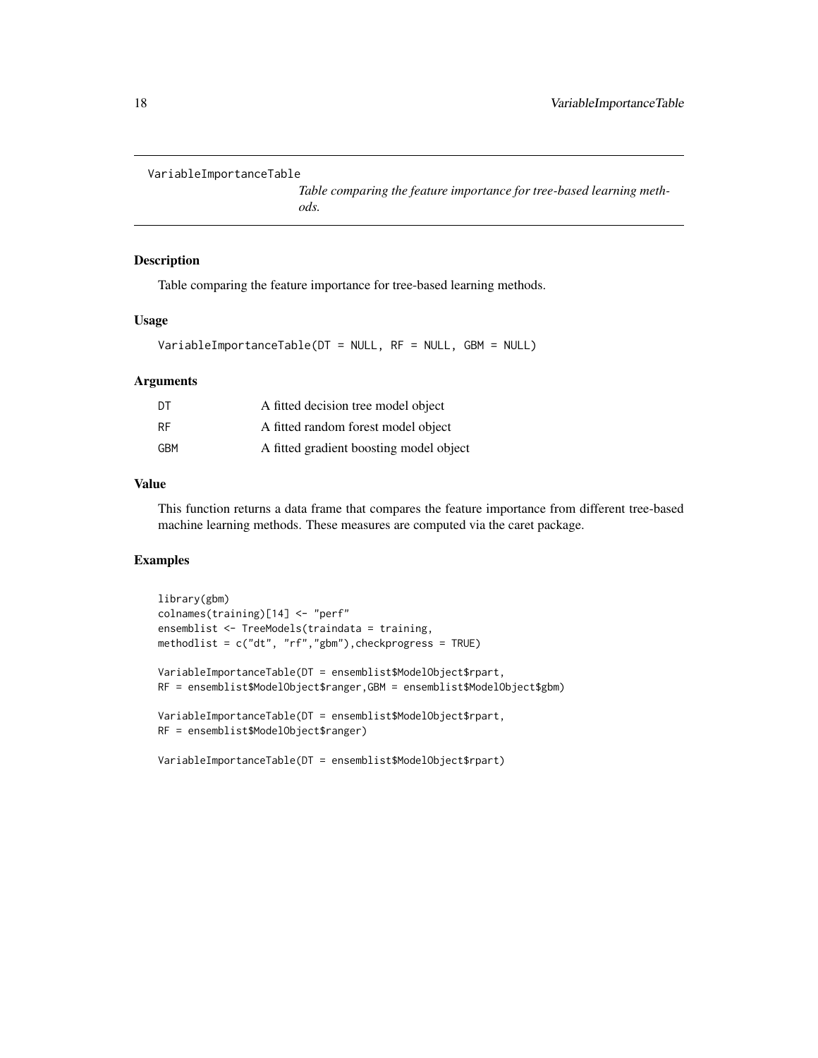`VariableImportanceTable`

*Table comparing the feature importance for tree-based learning methods.*

## Description

Table comparing the feature importance for tree-based learning methods.

## Usage

```
VariableImportanceTable(DT = NULL, RF = NULL, GBM = NULL)
```

## Arguments

| | |
|---|---|
| DT | A fitted decision tree model object |
| RF | A fitted random forest model object |
| GBM | A fitted gradient boosting model object |

## Value

This function returns a data frame that compares the feature importance from different tree-based machine learning methods. These measures are computed via the caret package.

## Examples

```
library(gbm)
colnames(training)[14] <- "perf"
ensemblist <- TreeModels(traindata = training,
methodlist = c("dt", "rf","gbm"),checkprogress = TRUE)

VariableImportanceTable(DT = ensemblist$ModelObject$rpart,
RF = ensemblist$ModelObject$ranger,GBM = ensemblist$ModelObject$gbm)

VariableImportanceTable(DT = ensemblist$ModelObject$rpart,
RF = ensemblist$ModelObject$ranger)

VariableImportanceTable(DT = ensemblist$ModelObject$rpart)
```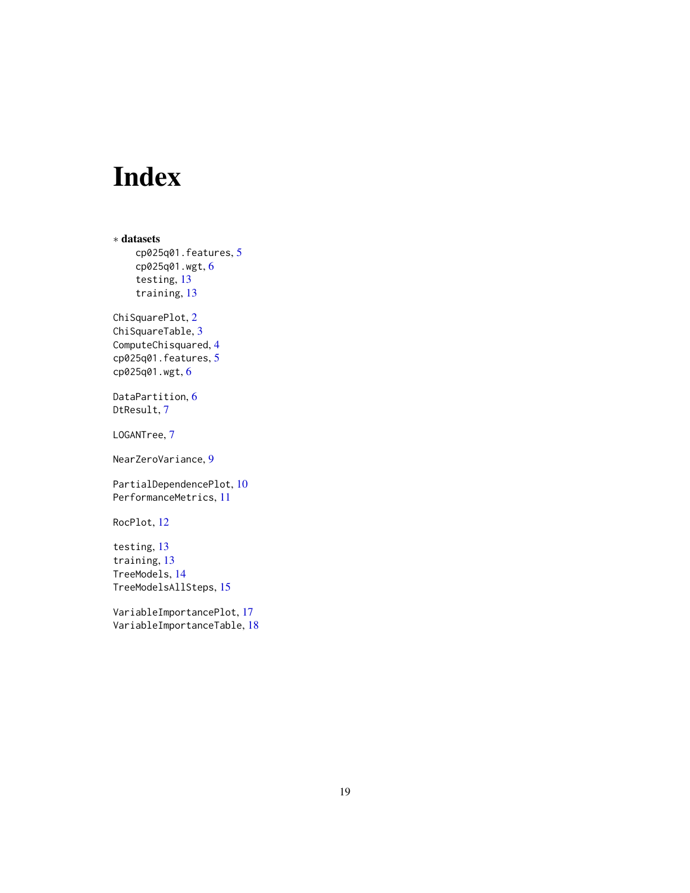# Index

∗ **datasets**
    cp025q01.features, 5
    cp025q01.wgt, 6
    testing, 13
    training, 13

ChiSquarePlot, 2
ChiSquareTable, 3
ComputeChisquared, 4
cp025q01.features, 5
cp025q01.wgt, 6

DataPartition, 6
DtResult, 7

LOGANTree, 7

NearZeroVariance, 9

PartialDependencePlot, 10
PerformanceMetrics, 11

RocPlot, 12

testing, 13
training, 13
TreeModels, 14
TreeModelsAllSteps, 15

VariableImportancePlot, 17
VariableImportanceTable, 18